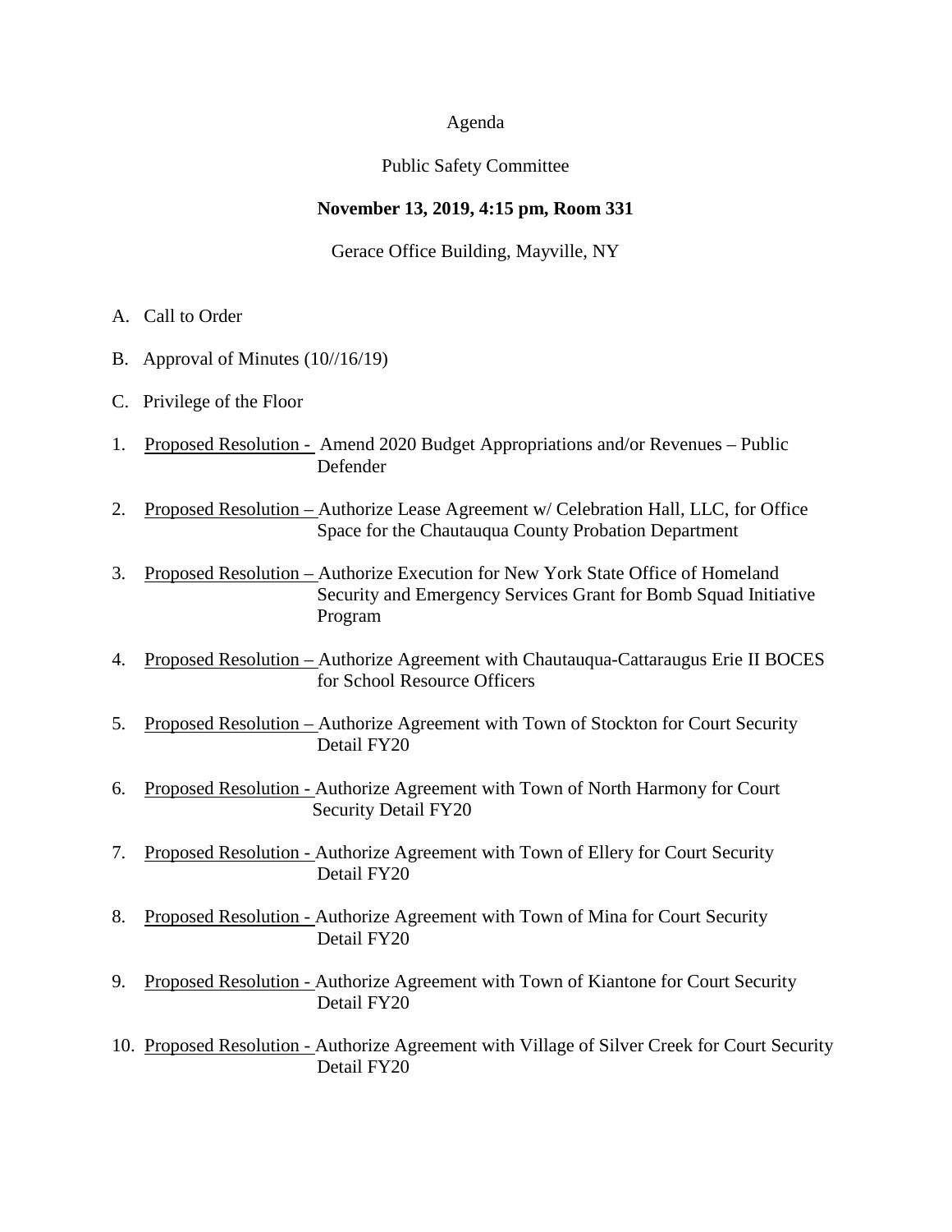Agenda

Public Safety Committee

**November 13, 2019, 4:15 pm, Room 331**

Gerace Office Building, Mayville, NY

A. Call to Order

B. Approval of Minutes (10//16/19)

C. Privilege of the Floor

1. Proposed Resolution - Amend 2020 Budget Appropriations and/or Revenues – Public Defender

2. Proposed Resolution – Authorize Lease Agreement w/ Celebration Hall, LLC, for Office Space for the Chautauqua County Probation Department

3. Proposed Resolution – Authorize Execution for New York State Office of Homeland Security and Emergency Services Grant for Bomb Squad Initiative Program

4. Proposed Resolution – Authorize Agreement with Chautauqua-Cattaraugus Erie II BOCES for School Resource Officers

5. Proposed Resolution – Authorize Agreement with Town of Stockton for Court Security Detail FY20

6. Proposed Resolution - Authorize Agreement with Town of North Harmony for Court Security Detail FY20

7. Proposed Resolution - Authorize Agreement with Town of Ellery for Court Security Detail FY20

8. Proposed Resolution - Authorize Agreement with Town of Mina for Court Security Detail FY20

9. Proposed Resolution - Authorize Agreement with Town of Kiantone for Court Security Detail FY20

10. Proposed Resolution - Authorize Agreement with Village of Silver Creek for Court Security Detail FY20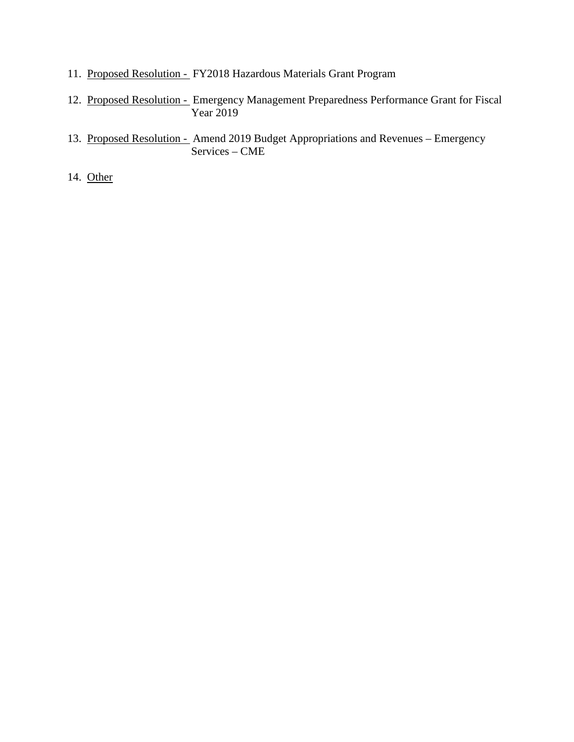11. <u>Proposed Resolution -</u> FY2018 Hazardous Materials Grant Program

12. <u>Proposed Resolution -</u> Emergency Management Preparedness Performance Grant for Fiscal Year 2019

13. <u>Proposed Resolution -</u> Amend 2019 Budget Appropriations and Revenues – Emergency Services – CME

14. <u>Other</u>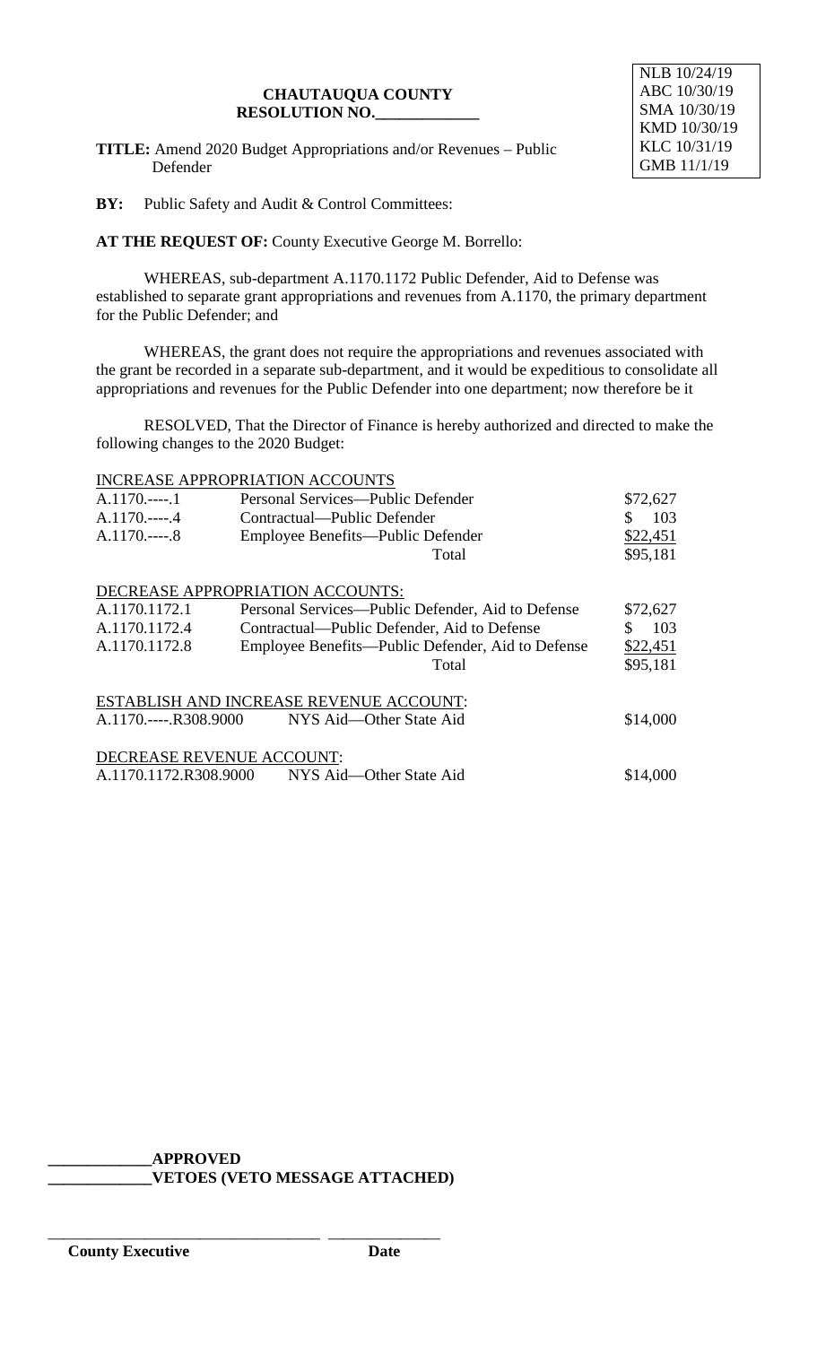NLB 10/24/19
ABC 10/30/19
SMA 10/30/19
KMD 10/30/19
KLC 10/31/19
GMB 11/1/19

**CHAUTAUQUA COUNTY**
**RESOLUTION NO.\_\_\_\_\_\_\_\_\_\_\_\_\_**

**TITLE:** Amend 2020 Budget Appropriations and/or Revenues – Public Defender

**BY:** Public Safety and Audit & Control Committees:

**AT THE REQUEST OF:** County Executive George M. Borrello:

WHEREAS, sub-department A.1170.1172 Public Defender, Aid to Defense was established to separate grant appropriations and revenues from A.1170, the primary department for the Public Defender; and

WHEREAS, the grant does not require the appropriations and revenues associated with the grant be recorded in a separate sub-department, and it would be expeditious to consolidate all appropriations and revenues for the Public Defender into one department; now therefore be it

RESOLVED, That the Director of Finance is hereby authorized and directed to make the following changes to the 2020 Budget:

INCREASE APPROPRIATION ACCOUNTS

| | | |
|---|---|---|
| A.1170.----.1 | Personal Services—Public Defender | $72,627 |
| A.1170.----.4 | Contractual—Public Defender | $ 103 |
| A.1170.----.8 | Employee Benefits—Public Defender | $22,451 |
| | Total | $95,181 |

DECREASE APPROPRIATION ACCOUNTS:

| | | |
|---|---|---|
| A.1170.1172.1 | Personal Services—Public Defender, Aid to Defense | $72,627 |
| A.1170.1172.4 | Contractual—Public Defender, Aid to Defense | $ 103 |
| A.1170.1172.8 | Employee Benefits—Public Defender, Aid to Defense | $22,451 |
| | Total | $95,181 |

ESTABLISH AND INCREASE REVENUE ACCOUNT:

| | | |
|---|---|---|
| A.1170.----.R308.9000 | NYS Aid—Other State Aid | $14,000 |

DECREASE REVENUE ACCOUNT:

| | | |
|---|---|---|
| A.1170.1172.R308.9000 | NYS Aid—Other State Aid | $14,000 |

**\_\_\_\_\_\_\_\_\_\_\_\_\_APPROVED**
**\_\_\_\_\_\_\_\_\_\_\_\_\_VETOES (VETO MESSAGE ATTACHED)**

\_\_\_\_\_\_\_\_\_\_\_\_\_\_\_\_\_\_\_\_\_\_\_\_\_\_\_\_\_\_\_\_\_\_ \_\_\_\_\_\_\_\_\_\_\_\_\_\_

**County Executive** **Date**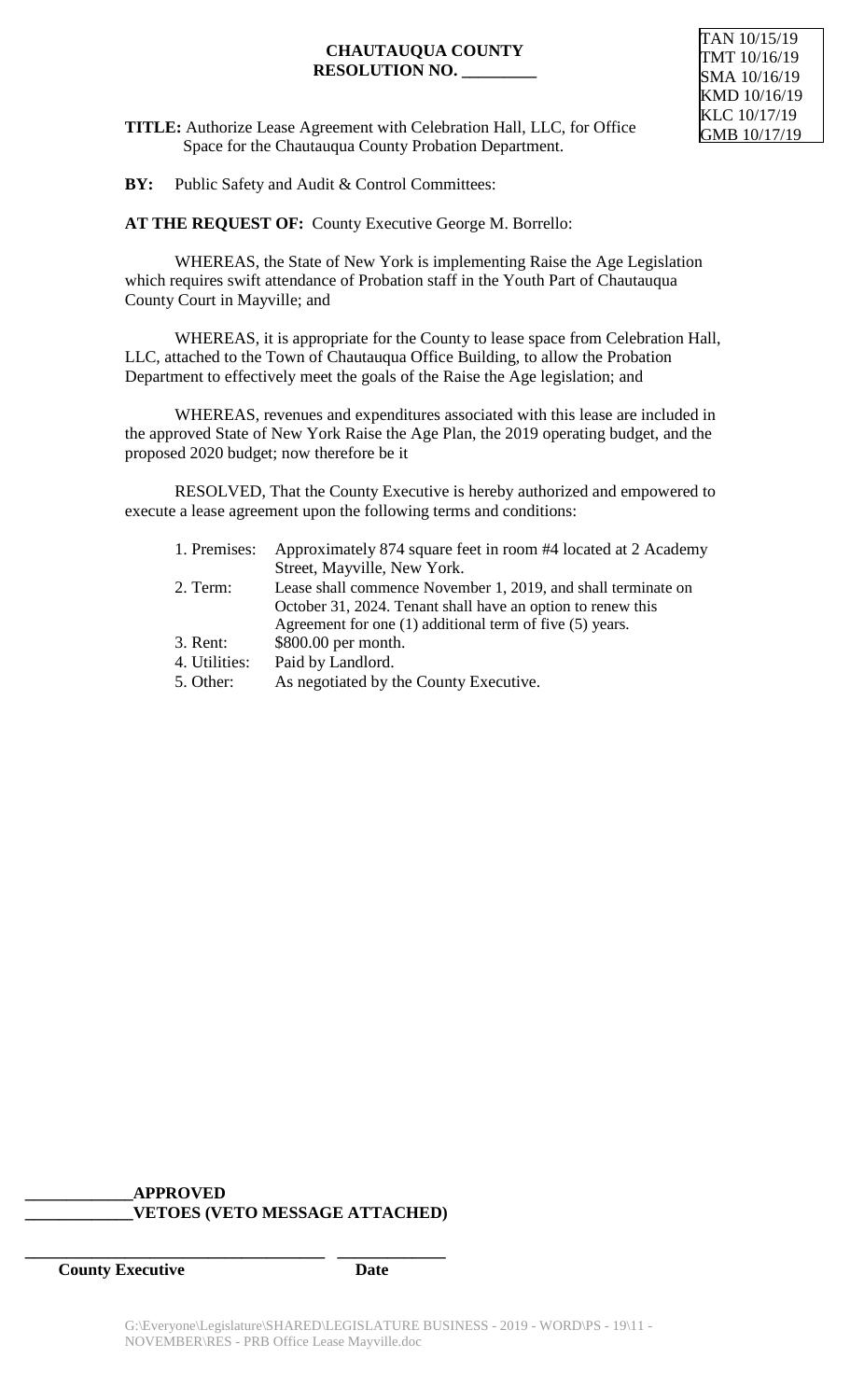TAN 10/15/19
TMT 10/16/19
SMA 10/16/19
KMD 10/16/19
KLC 10/17/19
GMB 10/17/19

**CHAUTAUQUA COUNTY**
**RESOLUTION NO. _________**

**TITLE:** Authorize Lease Agreement with Celebration Hall, LLC, for Office Space for the Chautauqua County Probation Department.

**BY:** Public Safety and Audit & Control Committees:

**AT THE REQUEST OF:** County Executive George M. Borrello:

WHEREAS, the State of New York is implementing Raise the Age Legislation which requires swift attendance of Probation staff in the Youth Part of Chautauqua County Court in Mayville; and

WHEREAS, it is appropriate for the County to lease space from Celebration Hall, LLC, attached to the Town of Chautauqua Office Building, to allow the Probation Department to effectively meet the goals of the Raise the Age legislation; and

WHEREAS, revenues and expenditures associated with this lease are included in the approved State of New York Raise the Age Plan, the 2019 operating budget, and the proposed 2020 budget; now therefore be it

RESOLVED, That the County Executive is hereby authorized and empowered to execute a lease agreement upon the following terms and conditions:

1. Premises: Approximately 874 square feet in room #4 located at 2 Academy Street, Mayville, New York.
2. Term: Lease shall commence November 1, 2019, and shall terminate on October 31, 2024. Tenant shall have an option to renew this Agreement for one (1) additional term of five (5) years.
3. Rent: $800.00 per month.
4. Utilities: Paid by Landlord.
5. Other: As negotiated by the County Executive.

**_____________APPROVED**
**_____________VETOES (VETO MESSAGE ATTACHED)**

**____________________________________ _____________**
**County Executive Date**

G:\Everyone\Legislature\SHARED\LEGISLATURE BUSINESS - 2019 - WORD\PS - 19\11 - NOVEMBER\RES - PRB Office Lease Mayville.doc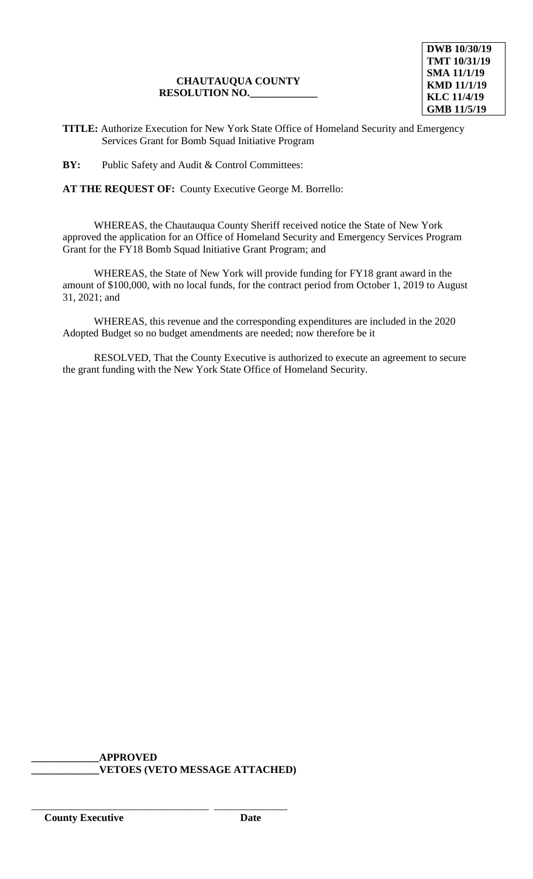**DWB 10/30/19**
**TMT 10/31/19**
**SMA 11/1/19**
**KMD 11/1/19**
**KLC 11/4/19**
**GMB 11/5/19**

**CHAUTAUQUA COUNTY**
**RESOLUTION NO.\_\_\_\_\_\_\_\_\_\_\_\_\_**

**TITLE:** Authorize Execution for New York State Office of Homeland Security and Emergency Services Grant for Bomb Squad Initiative Program

**BY:** Public Safety and Audit & Control Committees:

**AT THE REQUEST OF:** County Executive George M. Borrello:

WHEREAS, the Chautauqua County Sheriff received notice the State of New York approved the application for an Office of Homeland Security and Emergency Services Program Grant for the FY18 Bomb Squad Initiative Grant Program; and

WHEREAS, the State of New York will provide funding for FY18 grant award in the amount of $100,000, with no local funds, for the contract period from October 1, 2019 to August 31, 2021; and

WHEREAS, this revenue and the corresponding expenditures are included in the 2020 Adopted Budget so no budget amendments are needed; now therefore be it

RESOLVED, That the County Executive is authorized to execute an agreement to secure the grant funding with the New York State Office of Homeland Security.

**\_\_\_\_\_\_\_\_\_\_\_\_\_APPROVED**
**\_\_\_\_\_\_\_\_\_\_\_\_\_VETOES (VETO MESSAGE ATTACHED)**

\_\_\_\_\_\_\_\_\_\_\_\_\_\_\_\_\_\_\_\_\_\_\_\_\_\_\_\_\_\_\_\_\_\_\_ \_\_\_\_\_\_\_\_\_\_\_\_\_\_\_
**County Executive** **Date**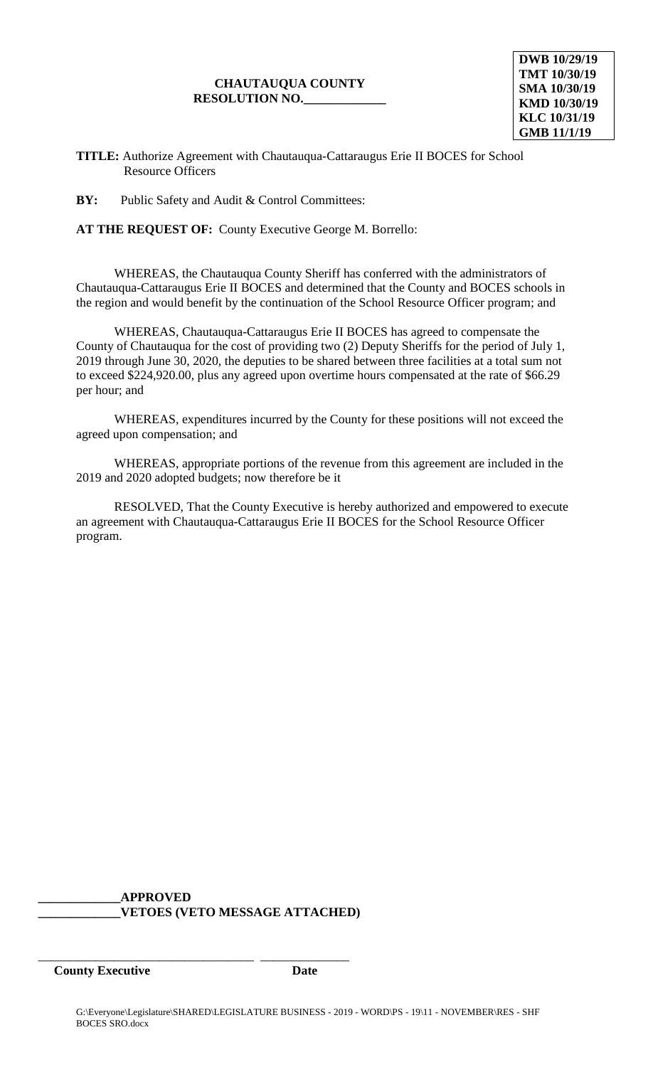**CHAUTAUQUA COUNTY**
**RESOLUTION NO.\_\_\_\_\_\_\_\_\_\_\_\_\_**

**DWB 10/29/19**
**TMT 10/30/19**
**SMA 10/30/19**
**KMD 10/30/19**
**KLC 10/31/19**
**GMB 11/1/19**

**TITLE:** Authorize Agreement with Chautauqua-Cattaraugus Erie II BOCES for School Resource Officers

**BY:** Public Safety and Audit & Control Committees:

**AT THE REQUEST OF:** County Executive George M. Borrello:

WHEREAS, the Chautauqua County Sheriff has conferred with the administrators of Chautauqua-Cattaraugus Erie II BOCES and determined that the County and BOCES schools in the region and would benefit by the continuation of the School Resource Officer program; and

WHEREAS, Chautauqua-Cattaraugus Erie II BOCES has agreed to compensate the County of Chautauqua for the cost of providing two (2) Deputy Sheriffs for the period of July 1, 2019 through June 30, 2020, the deputies to be shared between three facilities at a total sum not to exceed $224,920.00, plus any agreed upon overtime hours compensated at the rate of $66.29 per hour; and

WHEREAS, expenditures incurred by the County for these positions will not exceed the agreed upon compensation; and

WHEREAS, appropriate portions of the revenue from this agreement are included in the 2019 and 2020 adopted budgets; now therefore be it

RESOLVED, That the County Executive is hereby authorized and empowered to execute an agreement with Chautauqua-Cattaraugus Erie II BOCES for the School Resource Officer program.

\_\_\_\_\_\_\_\_\_\_\_\_\_**APPROVED**
\_\_\_\_\_\_\_\_\_\_\_\_\_**VETOES (VETO MESSAGE ATTACHED)**

\_\_\_\_\_\_\_\_\_\_\_\_\_\_\_\_\_\_\_\_\_\_\_\_\_\_\_\_\_\_\_\_\_\_ \_\_\_\_\_\_\_\_\_\_\_\_\_\_\_
**County Executive** **Date**

G:\Everyone\Legislature\SHARED\LEGISLATURE BUSINESS - 2019 - WORD\PS - 19\11 - NOVEMBER\RES - SHF BOCES SRO.docx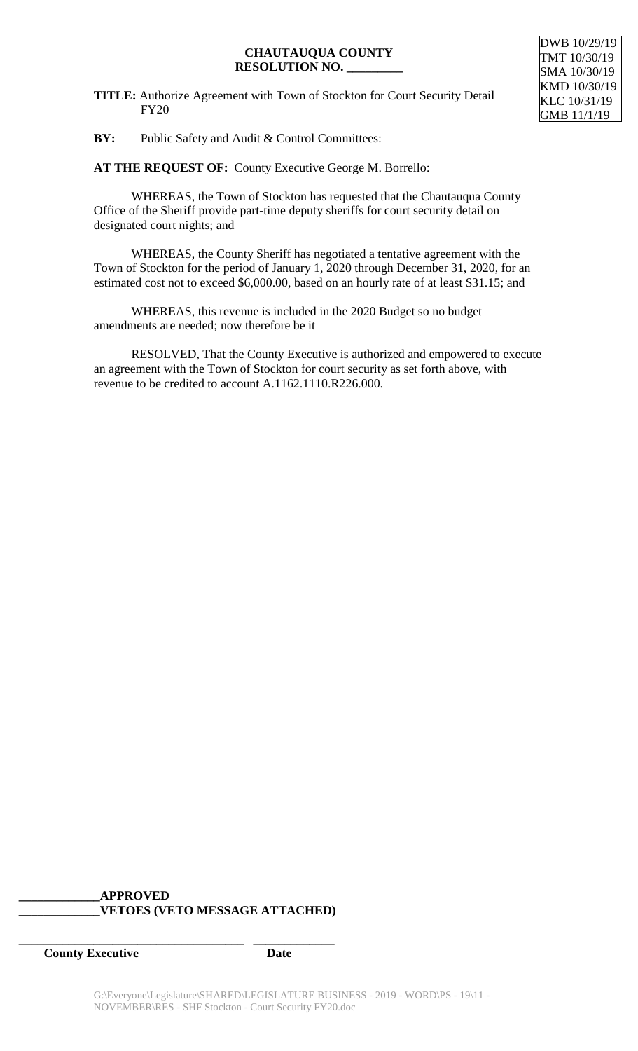DWB 10/29/19
TMT 10/30/19
SMA 10/30/19
KMD 10/30/19
KLC 10/31/19
GMB 11/1/19

**CHAUTAUQUA COUNTY**
**RESOLUTION NO. _________**

**TITLE:** Authorize Agreement with Town of Stockton for Court Security Detail FY20

**BY:** Public Safety and Audit & Control Committees:

**AT THE REQUEST OF:** County Executive George M. Borrello:

WHEREAS, the Town of Stockton has requested that the Chautauqua County Office of the Sheriff provide part-time deputy sheriffs for court security detail on designated court nights; and

WHEREAS, the County Sheriff has negotiated a tentative agreement with the Town of Stockton for the period of January 1, 2020 through December 31, 2020, for an estimated cost not to exceed $6,000.00, based on an hourly rate of at least $31.15; and

WHEREAS, this revenue is included in the 2020 Budget so no budget amendments are needed; now therefore be it

RESOLVED, That the County Executive is authorized and empowered to execute an agreement with the Town of Stockton for court security as set forth above, with revenue to be credited to account A.1162.1110.R226.000.

**_____________APPROVED**
**_____________VETOES (VETO MESSAGE ATTACHED)**

**____________________________________ _____________**
**County Executive Date**

G:\Everyone\Legislature\SHARED\LEGISLATURE BUSINESS - 2019 - WORD\PS - 19\11 - NOVEMBER\RES - SHF Stockton - Court Security FY20.doc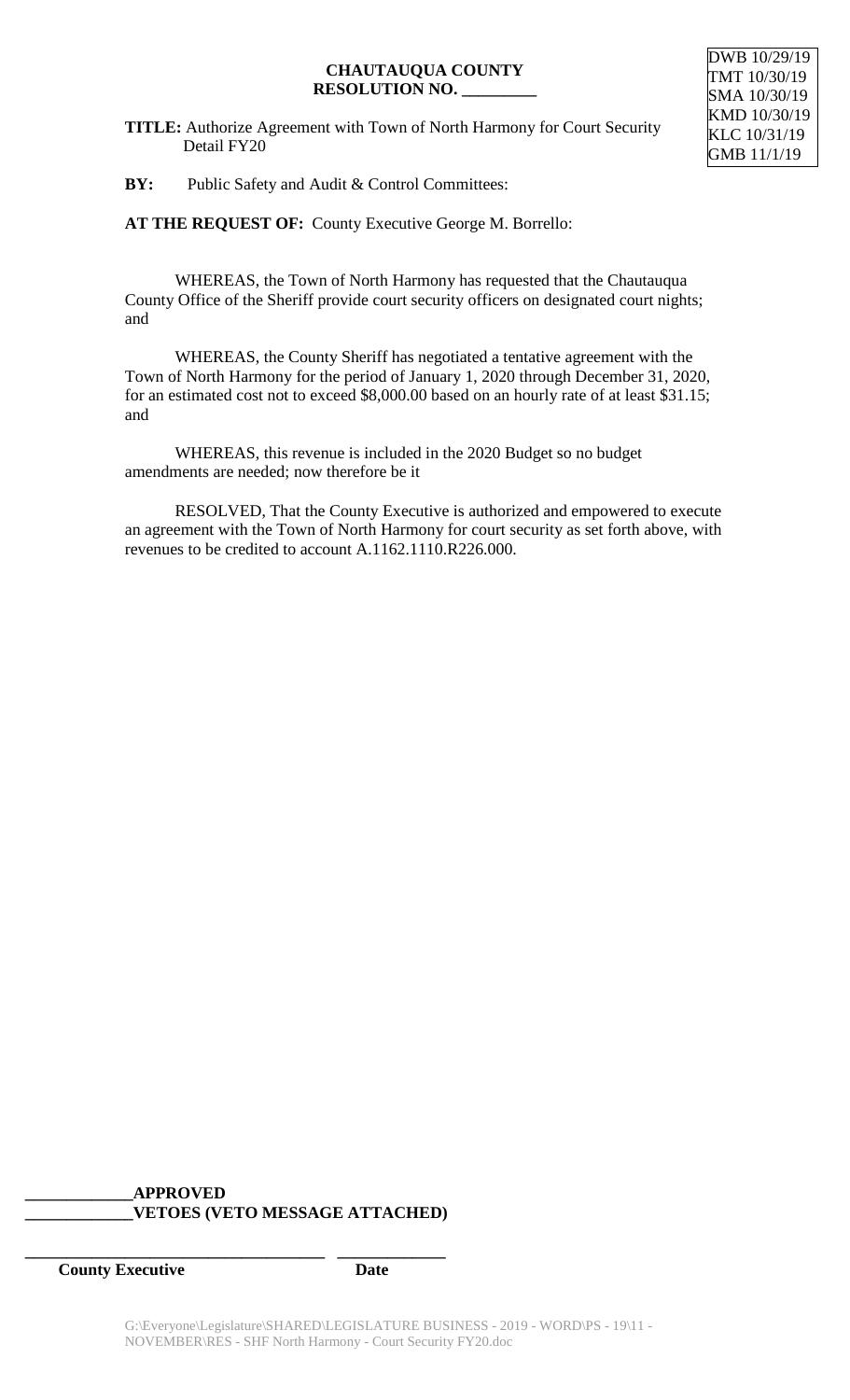DWB 10/29/19
TMT 10/30/19
SMA 10/30/19
KMD 10/30/19
KLC 10/31/19
GMB 11/1/19

**CHAUTAUQUA COUNTY**
**RESOLUTION NO. _________**

**TITLE:** Authorize Agreement with Town of North Harmony for Court Security Detail FY20

**BY:** Public Safety and Audit & Control Committees:

**AT THE REQUEST OF:** County Executive George M. Borrello:

WHEREAS, the Town of North Harmony has requested that the Chautauqua County Office of the Sheriff provide court security officers on designated court nights; and

WHEREAS, the County Sheriff has negotiated a tentative agreement with the Town of North Harmony for the period of January 1, 2020 through December 31, 2020, for an estimated cost not to exceed $8,000.00 based on an hourly rate of at least $31.15; and

WHEREAS, this revenue is included in the 2020 Budget so no budget amendments are needed; now therefore be it

RESOLVED, That the County Executive is authorized and empowered to execute an agreement with the Town of North Harmony for court security as set forth above, with revenues to be credited to account A.1162.1110.R226.000.

**_____________APPROVED**
**_____________VETOES (VETO MESSAGE ATTACHED)**

**_____________________________________ _____________**
**County Executive Date**

G:\Everyone\Legislature\SHARED\LEGISLATURE BUSINESS - 2019 - WORD\PS - 19\11 - NOVEMBER\RES - SHF North Harmony - Court Security FY20.doc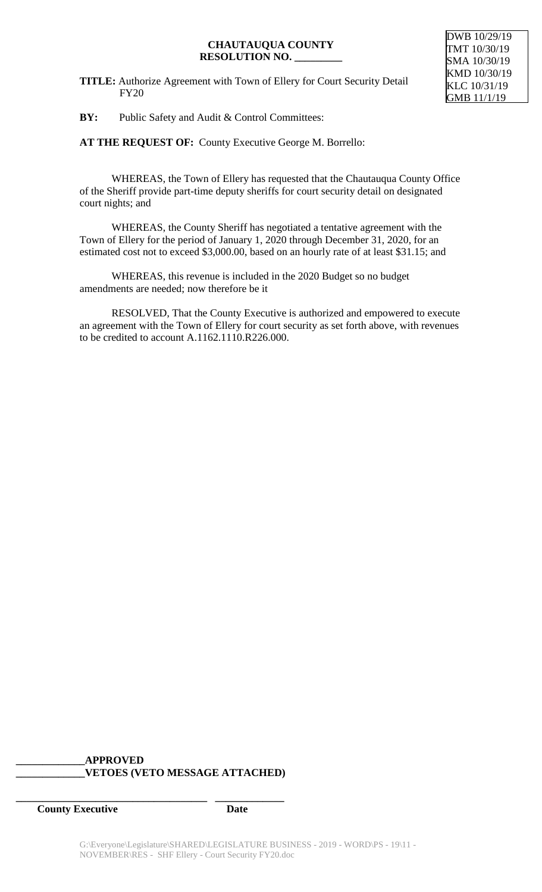DWB 10/29/19
TMT 10/30/19
SMA 10/30/19
KMD 10/30/19
KLC 10/31/19
GMB 11/1/19

**CHAUTAUQUA COUNTY**
**RESOLUTION NO. _________**

**TITLE:** Authorize Agreement with Town of Ellery for Court Security Detail FY20

**BY:** Public Safety and Audit & Control Committees:

**AT THE REQUEST OF:** County Executive George M. Borrello:

WHEREAS, the Town of Ellery has requested that the Chautauqua County Office of the Sheriff provide part-time deputy sheriffs for court security detail on designated court nights; and

WHEREAS, the County Sheriff has negotiated a tentative agreement with the Town of Ellery for the period of January 1, 2020 through December 31, 2020, for an estimated cost not to exceed $3,000.00, based on an hourly rate of at least $31.15; and

WHEREAS, this revenue is included in the 2020 Budget so no budget amendments are needed; now therefore be it

RESOLVED, That the County Executive is authorized and empowered to execute an agreement with the Town of Ellery for court security as set forth above, with revenues to be credited to account A.1162.1110.R226.000.

**_____________APPROVED**
**_____________VETOES (VETO MESSAGE ATTACHED)**

_____________________________________ _____________
**County Executive** **Date**

G:\Everyone\Legislature\SHARED\LEGISLATURE BUSINESS - 2019 - WORD\PS - 19\11 - NOVEMBER\RES - SHF Ellery - Court Security FY20.doc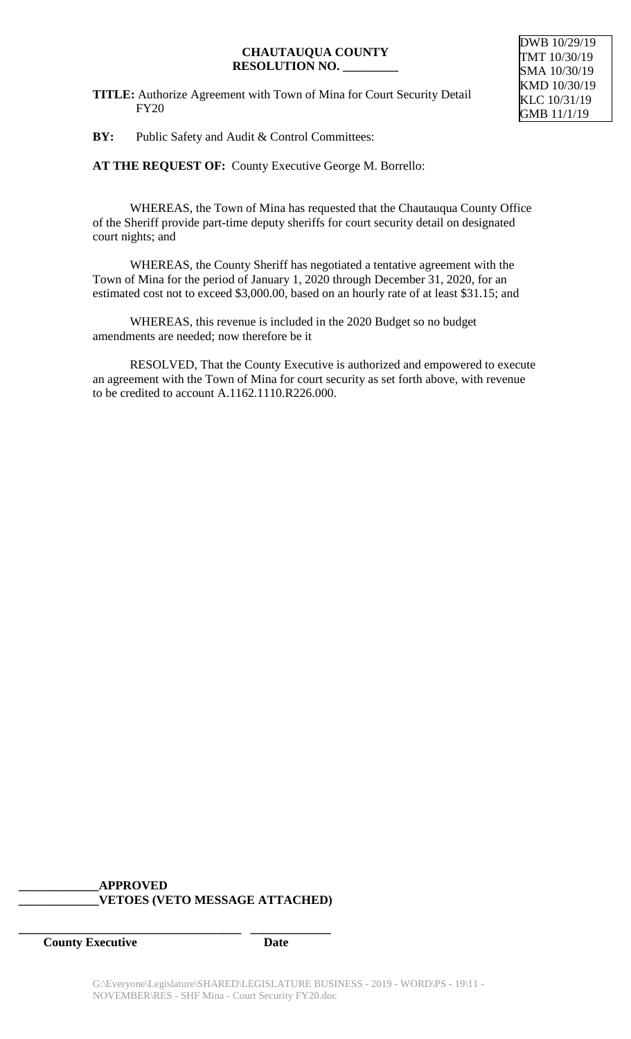DWB 10/29/19
TMT 10/30/19
SMA 10/30/19
KMD 10/30/19
KLC 10/31/19
GMB 11/1/19

**CHAUTAUQUA COUNTY**
**RESOLUTION NO. _________**

**TITLE:** Authorize Agreement with Town of Mina for Court Security Detail FY20

**BY:** Public Safety and Audit & Control Committees:

**AT THE REQUEST OF:** County Executive George M. Borrello:

WHEREAS, the Town of Mina has requested that the Chautauqua County Office of the Sheriff provide part-time deputy sheriffs for court security detail on designated court nights; and

WHEREAS, the County Sheriff has negotiated a tentative agreement with the Town of Mina for the period of January 1, 2020 through December 31, 2020, for an estimated cost not to exceed $3,000.00, based on an hourly rate of at least $31.15; and

WHEREAS, this revenue is included in the 2020 Budget so no budget amendments are needed; now therefore be it

RESOLVED, That the County Executive is authorized and empowered to execute an agreement with the Town of Mina for court security as set forth above, with revenue to be credited to account A.1162.1110.R226.000.

**_____________APPROVED**
**_____________VETOES (VETO MESSAGE ATTACHED)**

**_____________________________________ _____________**
**County Executive Date**

G:\Everyone\Legislature\SHARED\LEGISLATURE BUSINESS - 2019 - WORD\PS - 19\11 - NOVEMBER\RES - SHF Mina - Court Security FY20.doc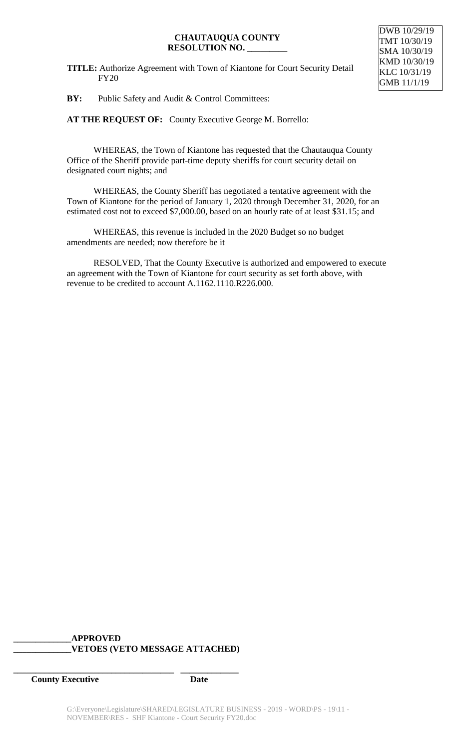DWB 10/29/19
TMT 10/30/19
SMA 10/30/19
KMD 10/30/19
KLC 10/31/19
GMB 11/1/19

**CHAUTAUQUA COUNTY**
**RESOLUTION NO. _________**

**TITLE:** Authorize Agreement with Town of Kiantone for Court Security Detail FY20

**BY:** Public Safety and Audit & Control Committees:

**AT THE REQUEST OF:** County Executive George M. Borrello:

WHEREAS, the Town of Kiantone has requested that the Chautauqua County Office of the Sheriff provide part-time deputy sheriffs for court security detail on designated court nights; and

WHEREAS, the County Sheriff has negotiated a tentative agreement with the Town of Kiantone for the period of January 1, 2020 through December 31, 2020, for an estimated cost not to exceed $7,000.00, based on an hourly rate of at least $31.15; and

WHEREAS, this revenue is included in the 2020 Budget so no budget amendments are needed; now therefore be it

RESOLVED, That the County Executive is authorized and empowered to execute an agreement with the Town of Kiantone for court security as set forth above, with revenue to be credited to account A.1162.1110.R226.000.

**_____________APPROVED**
**_____________VETOES (VETO MESSAGE ATTACHED)**

**_____________________________________ _____________**
**County Executive Date**

G:\Everyone\Legislature\SHARED\LEGISLATURE BUSINESS - 2019 - WORD\PS - 19\11 - NOVEMBER\RES - SHF Kiantone - Court Security FY20.doc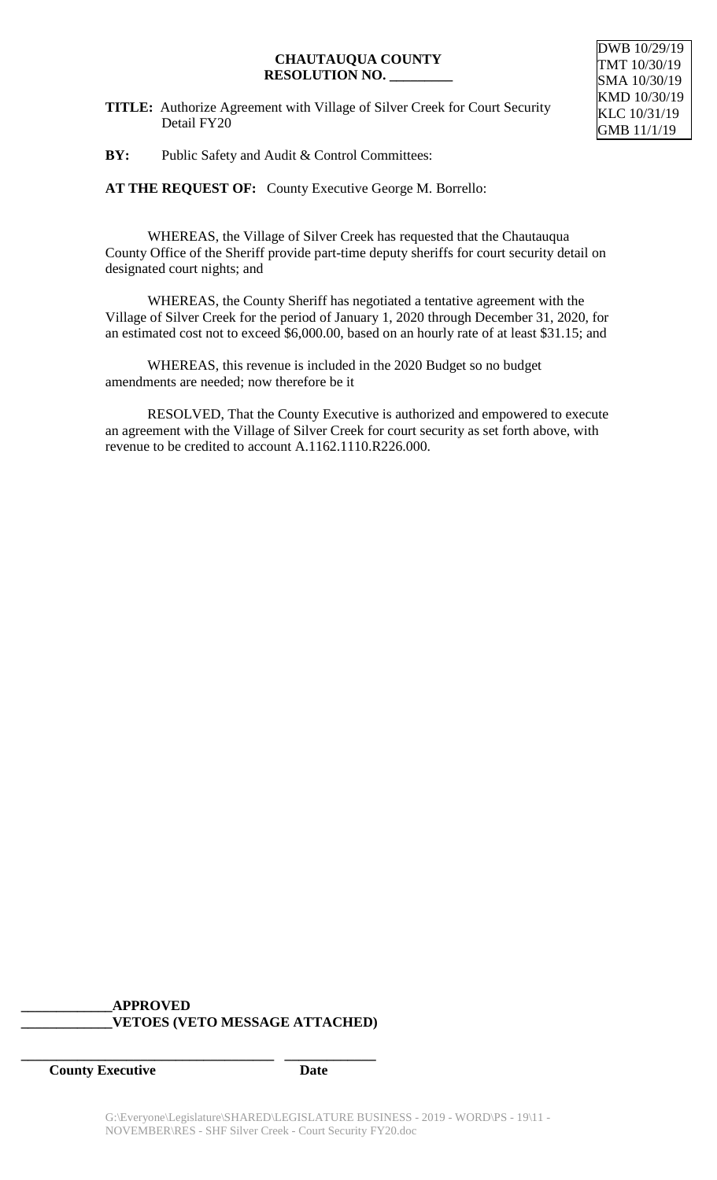DWB 10/29/19
TMT 10/30/19
SMA 10/30/19
KMD 10/30/19
KLC 10/31/19
GMB 11/1/19

**CHAUTAUQUA COUNTY**
**RESOLUTION NO. _________**

**TITLE:** Authorize Agreement with Village of Silver Creek for Court Security Detail FY20

**BY:** Public Safety and Audit & Control Committees:

**AT THE REQUEST OF:** County Executive George M. Borrello:

WHEREAS, the Village of Silver Creek has requested that the Chautauqua County Office of the Sheriff provide part-time deputy sheriffs for court security detail on designated court nights; and

WHEREAS, the County Sheriff has negotiated a tentative agreement with the Village of Silver Creek for the period of January 1, 2020 through December 31, 2020, for an estimated cost not to exceed $6,000.00, based on an hourly rate of at least $31.15; and

WHEREAS, this revenue is included in the 2020 Budget so no budget amendments are needed; now therefore be it

RESOLVED, That the County Executive is authorized and empowered to execute an agreement with the Village of Silver Creek for court security as set forth above, with revenue to be credited to account A.1162.1110.R226.000.

**_____________APPROVED**
**_____________VETOES (VETO MESSAGE ATTACHED)**

**______________________________________ ______________**
**County Executive Date**

G:\Everyone\Legislature\SHARED\LEGISLATURE BUSINESS - 2019 - WORD\PS - 19\11 - NOVEMBER\RES - SHF Silver Creek - Court Security FY20.doc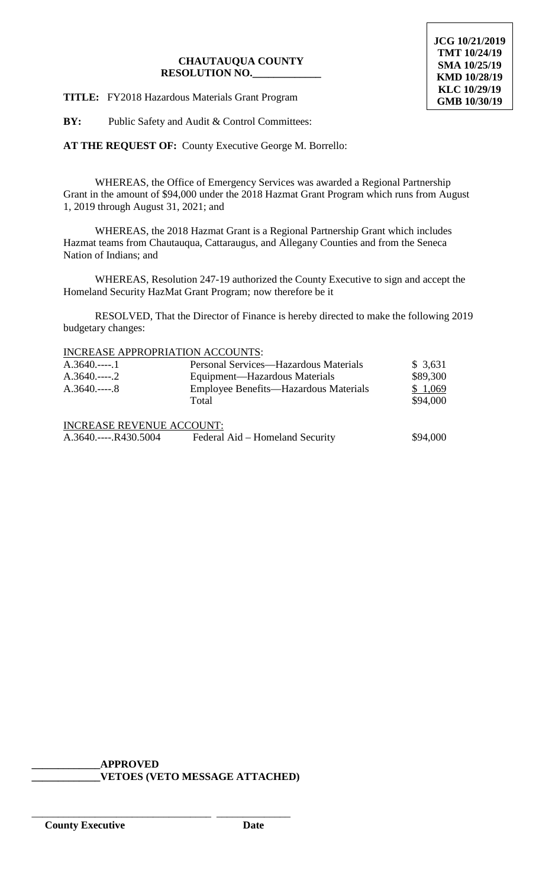**JCG 10/21/2019**
**TMT 10/24/19**
**SMA 10/25/19**
**KMD 10/28/19**
**KLC 10/29/19**
**GMB 10/30/19**

**CHAUTAUQUA COUNTY**
**RESOLUTION NO.\_\_\_\_\_\_\_\_\_\_\_\_\_**

**TITLE:** FY2018 Hazardous Materials Grant Program

**BY:** Public Safety and Audit & Control Committees:

**AT THE REQUEST OF:** County Executive George M. Borrello:

WHEREAS, the Office of Emergency Services was awarded a Regional Partnership Grant in the amount of $94,000 under the 2018 Hazmat Grant Program which runs from August 1, 2019 through August 31, 2021; and

WHEREAS, the 2018 Hazmat Grant is a Regional Partnership Grant which includes Hazmat teams from Chautauqua, Cattaraugus, and Allegany Counties and from the Seneca Nation of Indians; and

WHEREAS, Resolution 247-19 authorized the County Executive to sign and accept the Homeland Security HazMat Grant Program; now therefore be it

RESOLVED, That the Director of Finance is hereby directed to make the following 2019 budgetary changes:

INCREASE APPROPRIATION ACCOUNTS:

| | | |
|---|---|---|
| A.3640.----.1 | Personal Services—Hazardous Materials | $ 3,631 |
| A.3640.----.2 | Equipment—Hazardous Materials | $89,300 |
| A.3640.----.8 | Employee Benefits—Hazardous Materials | $ 1,069 |
| | Total | $94,000 |

INCREASE REVENUE ACCOUNT:

| | | |
|---|---|---|
| A.3640.----.R430.5004 | Federal Aid – Homeland Security | $94,000 |

\_\_\_\_\_\_\_\_\_\_\_\_\_**APPROVED**
\_\_\_\_\_\_\_\_\_\_\_\_\_**VETOES (VETO MESSAGE ATTACHED)**

\_\_\_\_\_\_\_\_\_\_\_\_\_\_\_\_\_\_\_\_\_\_\_\_\_\_\_\_\_\_\_\_\_ \_\_\_\_\_\_\_\_\_\_\_\_\_\_
**County Executive** **Date**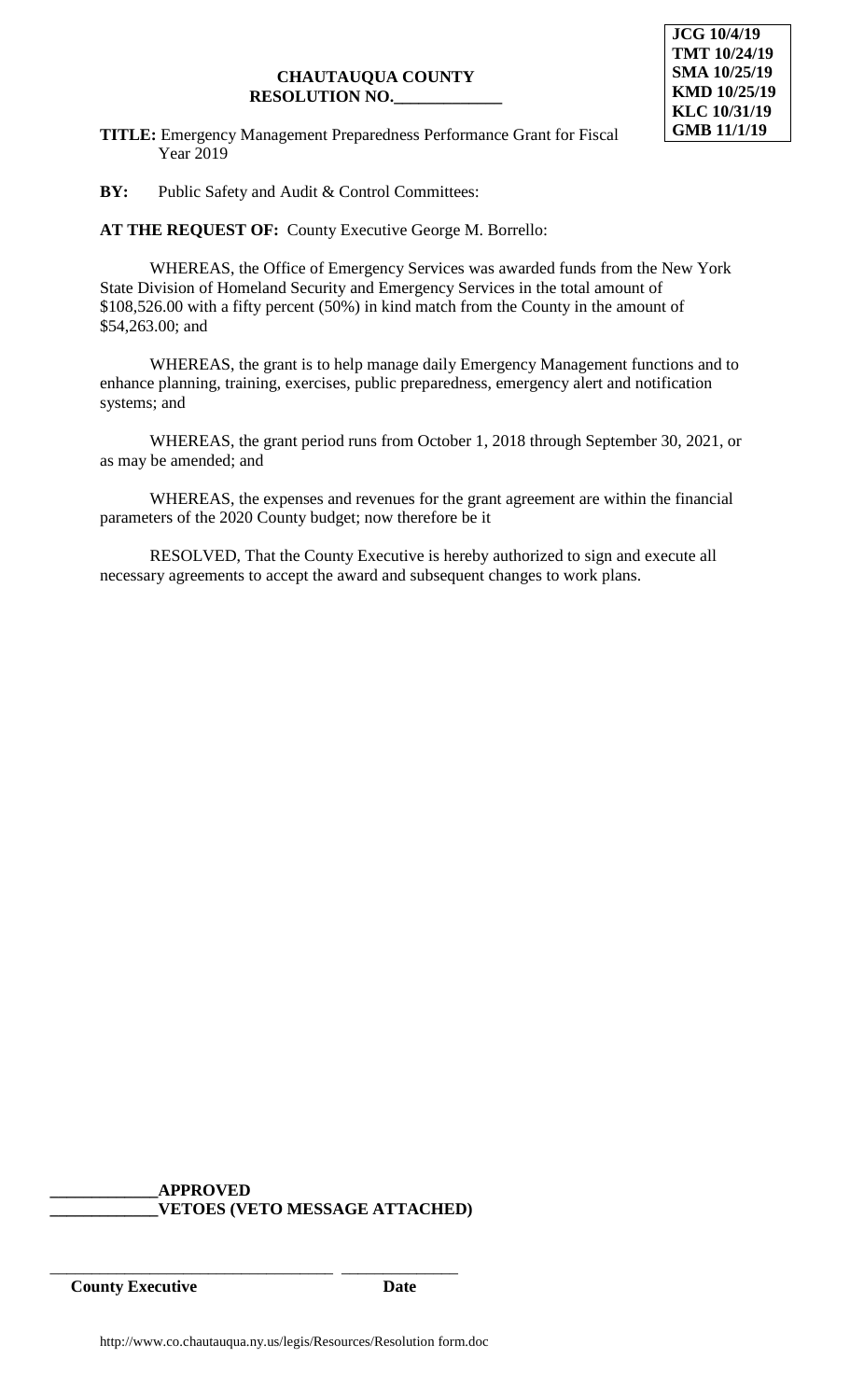**JCG 10/4/19**
**TMT 10/24/19**
**SMA 10/25/19**
**KMD 10/25/19**
**KLC 10/31/19**
**GMB 11/1/19**

**CHAUTAUQUA COUNTY**
**RESOLUTION NO.\_\_\_\_\_\_\_\_\_\_\_\_\_**

**TITLE:** Emergency Management Preparedness Performance Grant for Fiscal Year 2019

**BY:** Public Safety and Audit & Control Committees:

**AT THE REQUEST OF:** County Executive George M. Borrello:

WHEREAS, the Office of Emergency Services was awarded funds from the New York State Division of Homeland Security and Emergency Services in the total amount of $108,526.00 with a fifty percent (50%) in kind match from the County in the amount of $54,263.00; and

WHEREAS, the grant is to help manage daily Emergency Management functions and to enhance planning, training, exercises, public preparedness, emergency alert and notification systems; and

WHEREAS, the grant period runs from October 1, 2018 through September 30, 2021, or as may be amended; and

WHEREAS, the expenses and revenues for the grant agreement are within the financial parameters of the 2020 County budget; now therefore be it

RESOLVED, That the County Executive is hereby authorized to sign and execute all necessary agreements to accept the award and subsequent changes to work plans.

**\_\_\_\_\_\_\_\_\_\_\_\_\_APPROVED**
**\_\_\_\_\_\_\_\_\_\_\_\_\_VETOES (VETO MESSAGE ATTACHED)**

\_\_\_\_\_\_\_\_\_\_\_\_\_\_\_\_\_\_\_\_\_\_\_\_\_\_\_\_\_\_\_\_\_\_\_ \_\_\_\_\_\_\_\_\_\_\_\_\_\_\_
**County Executive** **Date**

http://www.co.chautauqua.ny.us/legis/Resources/Resolution form.doc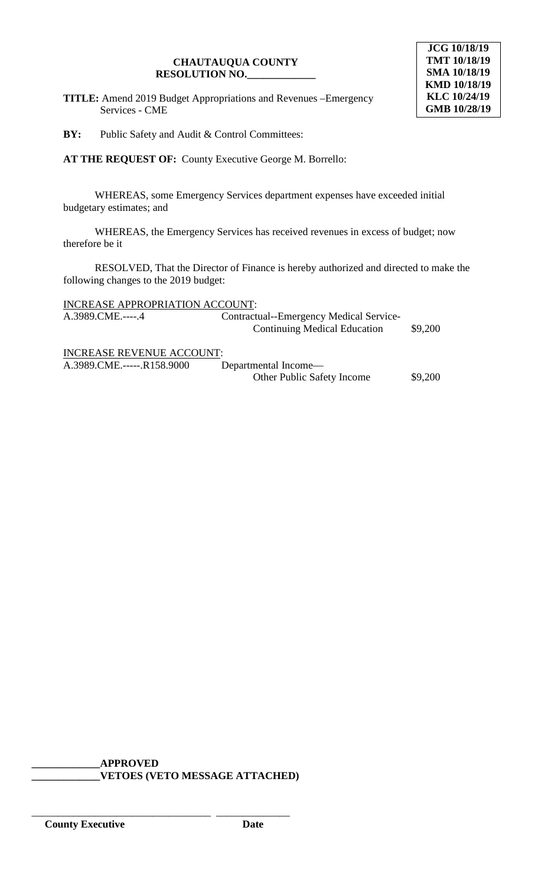**JCG 10/18/19**
**TMT 10/18/19**
**SMA 10/18/19**
**KMD 10/18/19**
**KLC 10/24/19**
**GMB 10/28/19**

**CHAUTAUQUA COUNTY**
**RESOLUTION NO.\_\_\_\_\_\_\_\_\_\_\_\_\_**

**TITLE:** Amend 2019 Budget Appropriations and Revenues –Emergency Services - CME

**BY:** Public Safety and Audit & Control Committees:

**AT THE REQUEST OF:** County Executive George M. Borrello:

WHEREAS, some Emergency Services department expenses have exceeded initial budgetary estimates; and

WHEREAS, the Emergency Services has received revenues in excess of budget; now therefore be it

RESOLVED, That the Director of Finance is hereby authorized and directed to make the following changes to the 2019 budget:

INCREASE APPROPRIATION ACCOUNT:

| | | |
|---|---|---|
| A.3989.CME.----.4 | Contractual--Emergency Medical Service-Continuing Medical Education | $9,200 |

INCREASE REVENUE ACCOUNT:

| | | |
|---|---|---|
| A.3989.CME.-----.R158.9000 | Departmental Income—Other Public Safety Income | $9,200 |

\_\_\_\_\_\_\_\_\_\_\_\_\_**APPROVED**
\_\_\_\_\_\_\_\_\_\_\_\_\_**VETOES (VETO MESSAGE ATTACHED)**

\_\_\_\_\_\_\_\_\_\_\_\_\_\_\_\_\_\_\_\_\_\_\_\_\_\_\_\_\_\_\_\_\_\_ \_\_\_\_\_\_\_\_\_\_\_\_\_\_
**County Executive** **Date**